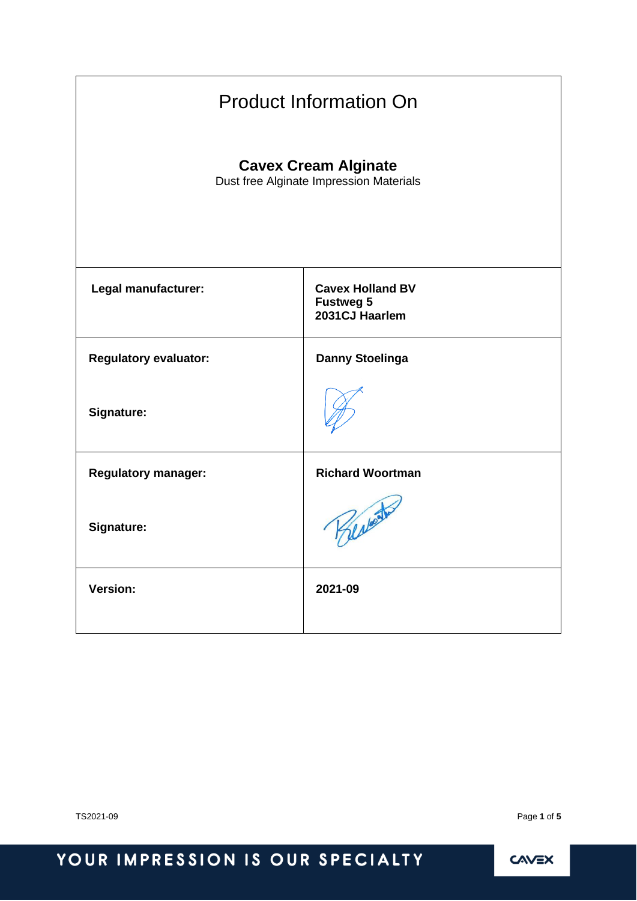# Product Information On

## Cavex Cream Alginate

Dust free Alginate Impression Materials

| | |
|---|---|
| **Legal manufacturer:** | **Cavex Holland BV**<br>**Fustweg 5**<br>**2031CJ Haarlem** |
| **Regulatory evaluator:**<br><br>**Signature:** | **Danny Stoelinga** |
| **Regulatory manager:**<br><br>**Signature:** | **Richard Woortman** |
| **Version:** | **2021-09** |

TS2021-09

YOUR IMPRESSION IS OUR SPECIALTY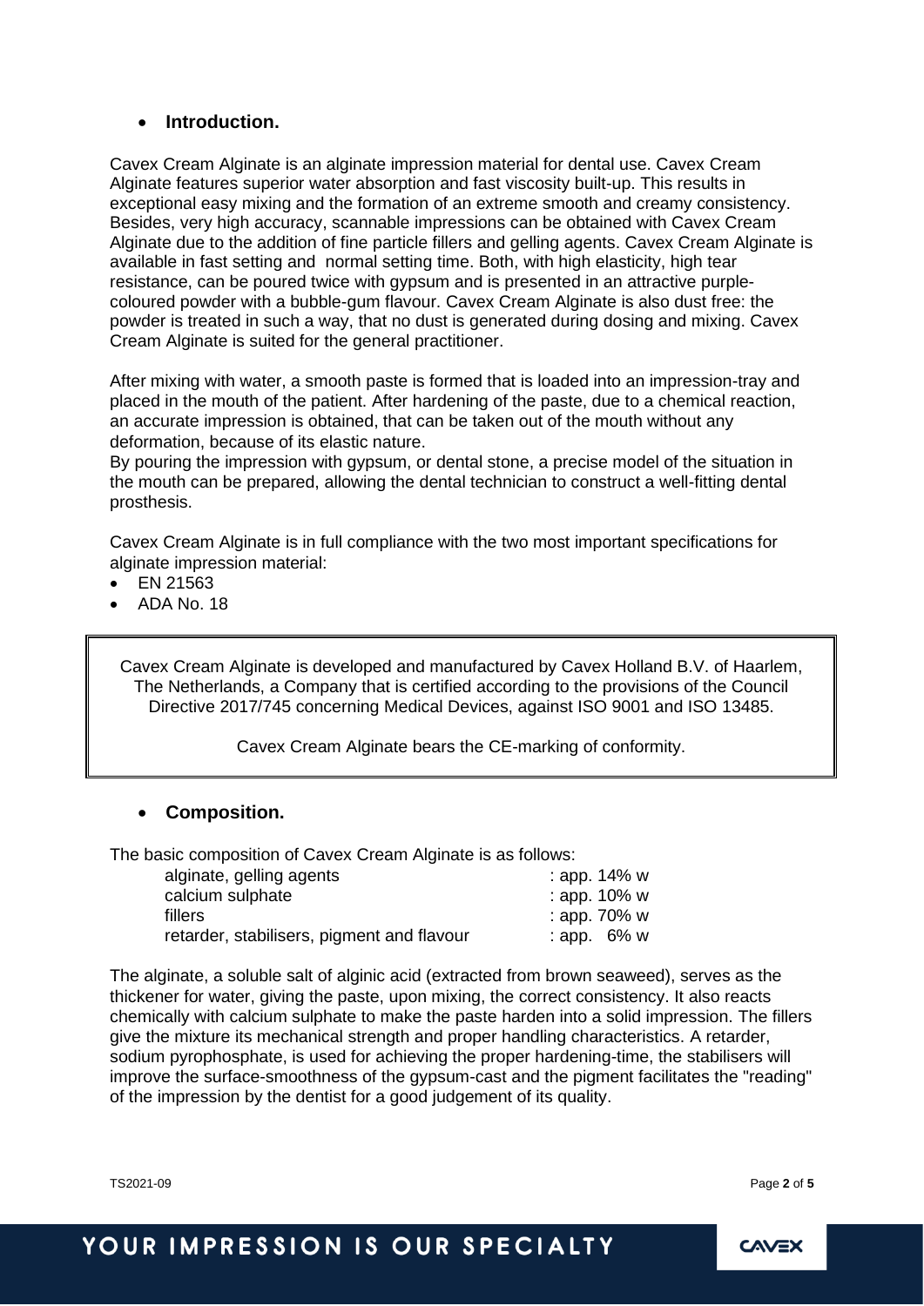- **Introduction.**

Cavex Cream Alginate is an alginate impression material for dental use. Cavex Cream Alginate features superior water absorption and fast viscosity built-up. This results in exceptional easy mixing and the formation of an extreme smooth and creamy consistency. Besides, very high accuracy, scannable impressions can be obtained with Cavex Cream Alginate due to the addition of fine particle fillers and gelling agents. Cavex Cream Alginate is available in fast setting and normal setting time. Both, with high elasticity, high tear resistance, can be poured twice with gypsum and is presented in an attractive purple-coloured powder with a bubble-gum flavour. Cavex Cream Alginate is also dust free: the powder is treated in such a way, that no dust is generated during dosing and mixing. Cavex Cream Alginate is suited for the general practitioner.

After mixing with water, a smooth paste is formed that is loaded into an impression-tray and placed in the mouth of the patient. After hardening of the paste, due to a chemical reaction, an accurate impression is obtained, that can be taken out of the mouth without any deformation, because of its elastic nature.
By pouring the impression with gypsum, or dental stone, a precise model of the situation in the mouth can be prepared, allowing the dental technician to construct a well-fitting dental prosthesis.

Cavex Cream Alginate is in full compliance with the two most important specifications for alginate impression material:

- EN 21563
- ADA No. 18

> Cavex Cream Alginate is developed and manufactured by Cavex Holland B.V. of Haarlem, The Netherlands, a Company that is certified according to the provisions of the Council Directive 2017/745 concerning Medical Devices, against ISO 9001 and ISO 13485.
>
> Cavex Cream Alginate bears the CE-marking of conformity.

- **Composition.**

The basic composition of Cavex Cream Alginate is as follows:

| | |
|---|---|
| alginate, gelling agents | : app. 14% w |
| calcium sulphate | : app. 10% w |
| fillers | : app. 70% w |
| retarder, stabilisers, pigment and flavour | : app. 6% w |

The alginate, a soluble salt of alginic acid (extracted from brown seaweed), serves as the thickener for water, giving the paste, upon mixing, the correct consistency. It also reacts chemically with calcium sulphate to make the paste harden into a solid impression. The fillers give the mixture its mechanical strength and proper handling characteristics. A retarder, sodium pyrophosphate, is used for achieving the proper hardening-time, the stabilisers will improve the surface-smoothness of the gypsum-cast and the pigment facilitates the "reading" of the impression by the dentist for a good judgement of its quality.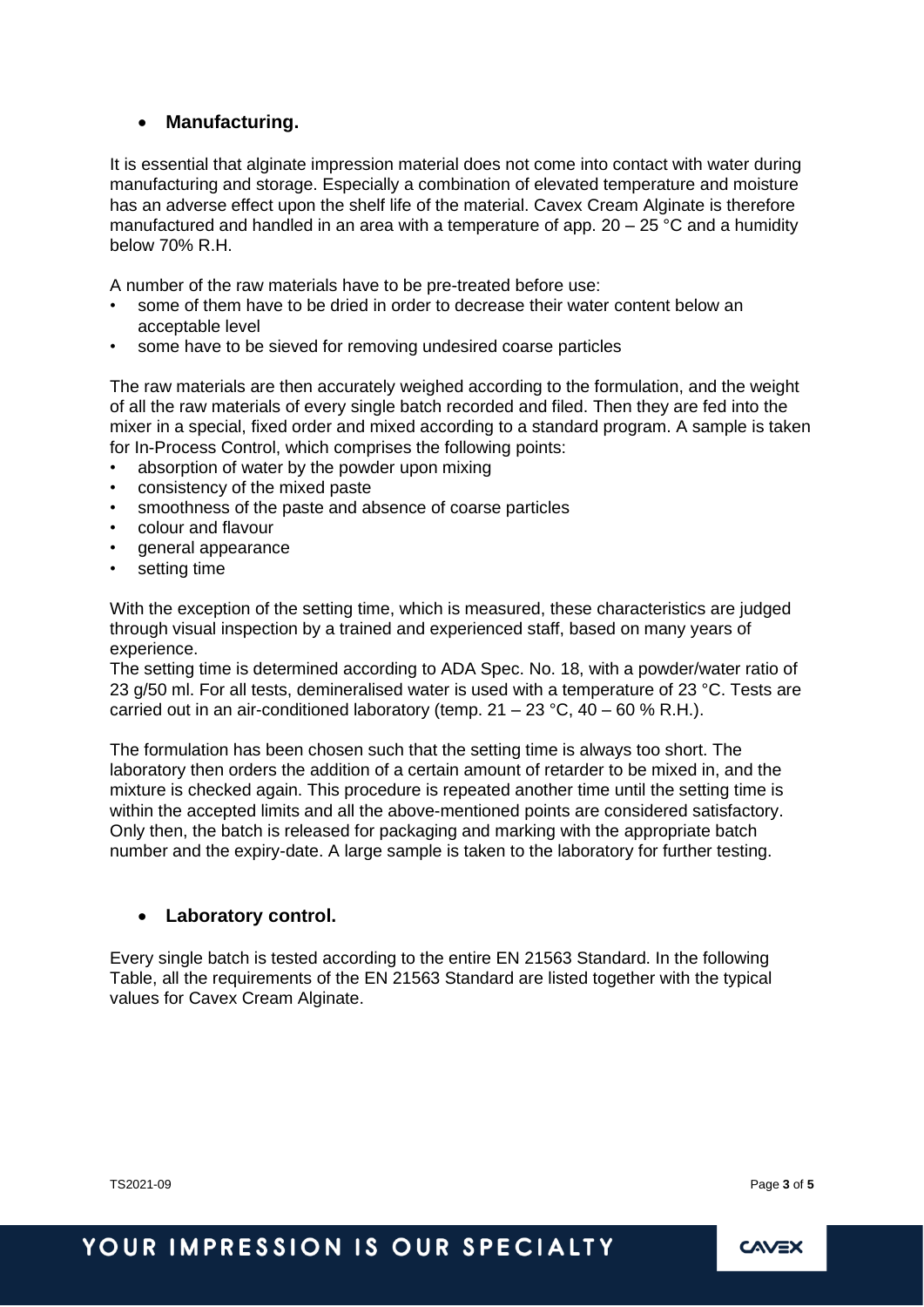- **Manufacturing.**

It is essential that alginate impression material does not come into contact with water during manufacturing and storage. Especially a combination of elevated temperature and moisture has an adverse effect upon the shelf life of the material. Cavex Cream Alginate is therefore manufactured and handled in an area with a temperature of app. 20 – 25 °C and a humidity below 70% R.H.

A number of the raw materials have to be pre-treated before use:

- some of them have to be dried in order to decrease their water content below an acceptable level
- some have to be sieved for removing undesired coarse particles

The raw materials are then accurately weighed according to the formulation, and the weight of all the raw materials of every single batch recorded and filed. Then they are fed into the mixer in a special, fixed order and mixed according to a standard program. A sample is taken for In-Process Control, which comprises the following points:

- absorption of water by the powder upon mixing
- consistency of the mixed paste
- smoothness of the paste and absence of coarse particles
- colour and flavour
- general appearance
- setting time

With the exception of the setting time, which is measured, these characteristics are judged through visual inspection by a trained and experienced staff, based on many years of experience.
The setting time is determined according to ADA Spec. No. 18, with a powder/water ratio of 23 g/50 ml. For all tests, demineralised water is used with a temperature of 23 °C. Tests are carried out in an air-conditioned laboratory (temp. 21 – 23 °C, 40 – 60 % R.H.).

The formulation has been chosen such that the setting time is always too short. The laboratory then orders the addition of a certain amount of retarder to be mixed in, and the mixture is checked again. This procedure is repeated another time until the setting time is within the accepted limits and all the above-mentioned points are considered satisfactory. Only then, the batch is released for packaging and marking with the appropriate batch number and the expiry-date. A large sample is taken to the laboratory for further testing.

- **Laboratory control.**

Every single batch is tested according to the entire EN 21563 Standard. In the following Table, all the requirements of the EN 21563 Standard are listed together with the typical values for Cavex Cream Alginate.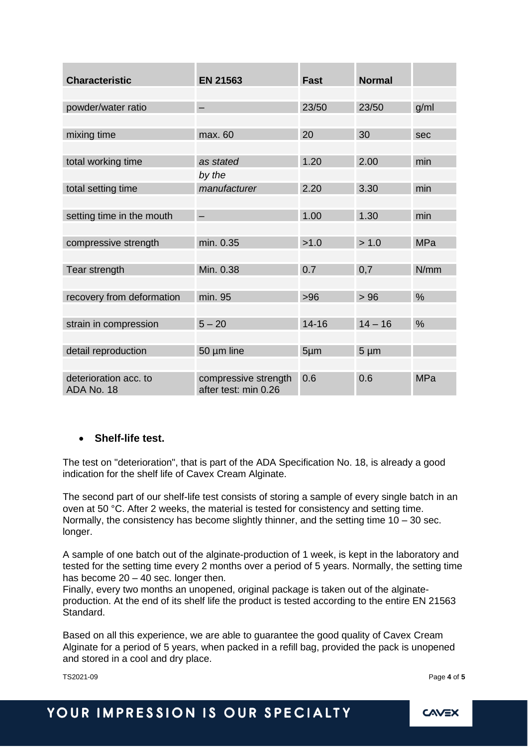| Characteristic | EN 21563 | Fast | Normal | |
|---|---|---|---|---|
| powder/water ratio | – | 23/50 | 23/50 | g/ml |
| mixing time | max. 60 | 20 | 30 | sec |
| total working time | *as stated by the manufacturer* | 1.20 | 2.00 | min |
| total setting time | | 2.20 | 3.30 | min |
| setting time in the mouth | – | 1.00 | 1.30 | min |
| compressive strength | min. 0.35 | >1.0 | > 1.0 | MPa |
| Tear strength | Min. 0.38 | 0.7 | 0,7 | N/mm |
| recovery from deformation | min. 95 | >96 | > 96 | % |
| strain in compression | 5 – 20 | 14-16 | 14 – 16 | % |
| detail reproduction | 50 µm line | 5µm | 5 µm | |
| deterioration acc. to ADA No. 18 | compressive strength after test: min 0.26 | 0.6 | 0.6 | MPa |

- **Shelf-life test.**

The test on "deterioration", that is part of the ADA Specification No. 18, is already a good indication for the shelf life of Cavex Cream Alginate.

The second part of our shelf-life test consists of storing a sample of every single batch in an oven at 50 °C. After 2 weeks, the material is tested for consistency and setting time. Normally, the consistency has become slightly thinner, and the setting time 10 – 30 sec. longer.

A sample of one batch out of the alginate-production of 1 week, is kept in the laboratory and tested for the setting time every 2 months over a period of 5 years. Normally, the setting time has become 20 – 40 sec. longer then.
Finally, every two months an unopened, original package is taken out of the alginate-production. At the end of its shelf life the product is tested according to the entire EN 21563 Standard.

Based on all this experience, we are able to guarantee the good quality of Cavex Cream Alginate for a period of 5 years, when packed in a refill bag, provided the pack is unopened and stored in a cool and dry place.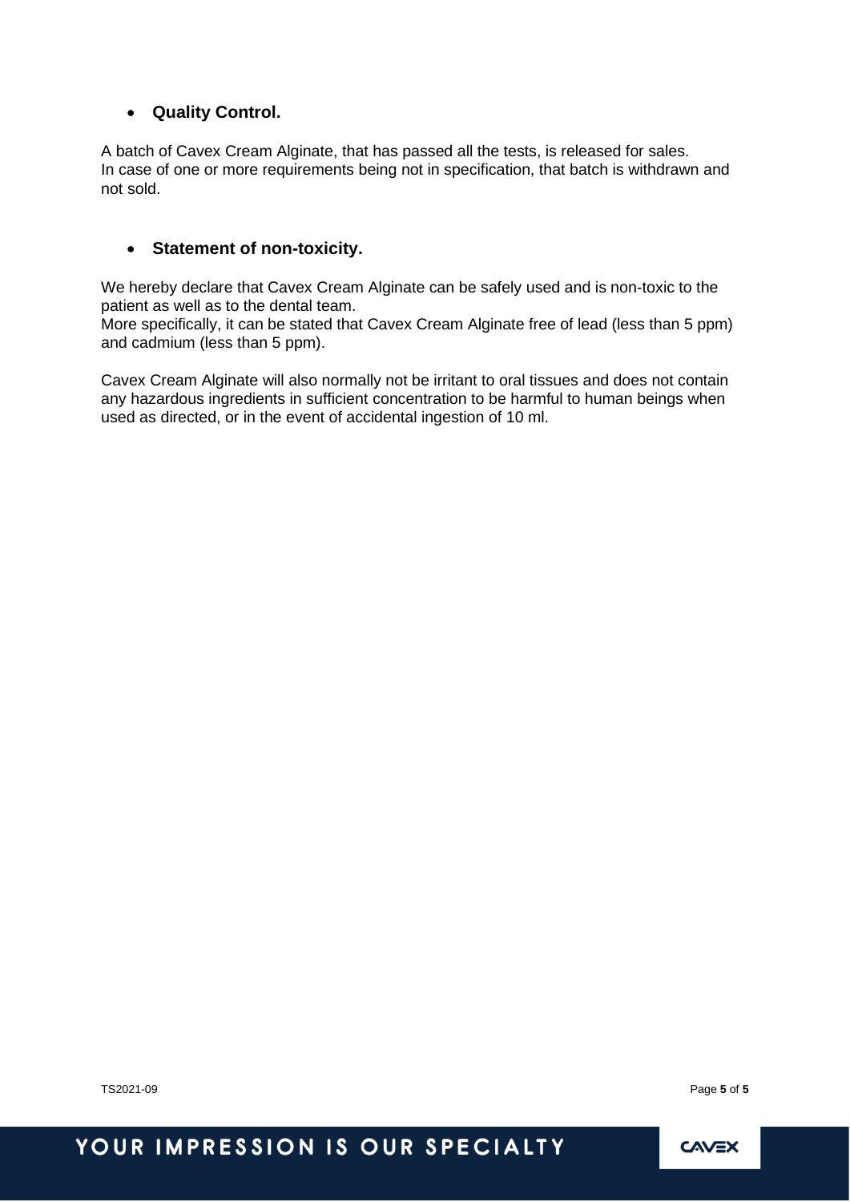- **Quality Control.**

A batch of Cavex Cream Alginate, that has passed all the tests, is released for sales.
In case of one or more requirements being not in specification, that batch is withdrawn and not sold.

- **Statement of non-toxicity.**

We hereby declare that Cavex Cream Alginate can be safely used and is non-toxic to the patient as well as to the dental team.
More specifically, it can be stated that Cavex Cream Alginate free of lead (less than 5 ppm) and cadmium (less than 5 ppm).

Cavex Cream Alginate will also normally not be irritant to oral tissues and does not contain any hazardous ingredients in sufficient concentration to be harmful to human beings when used as directed, or in the event of accidental ingestion of 10 ml.